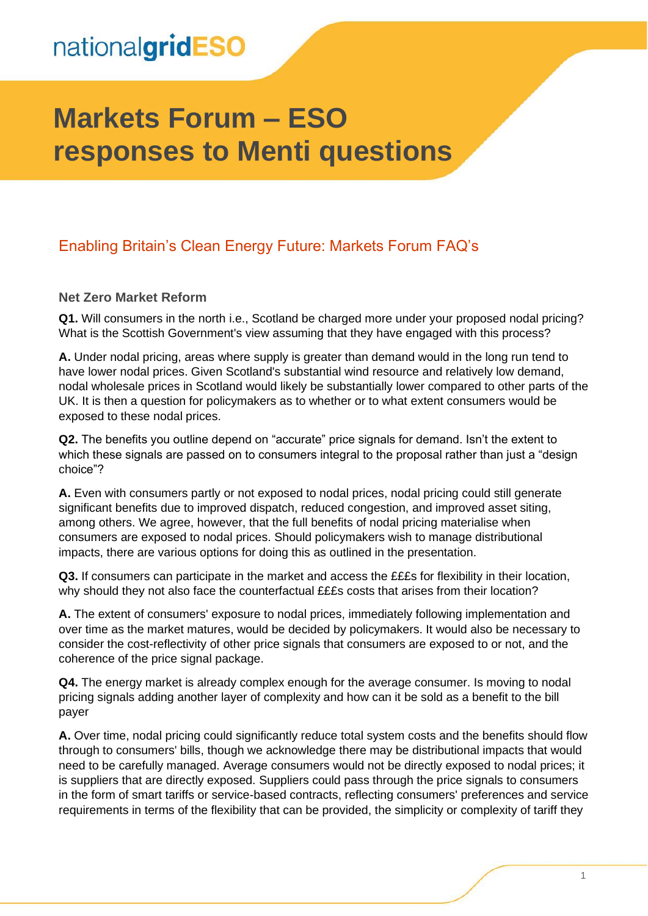nationalgridESO

# Markets Forum – ESO responses to Menti questions

## Enabling Britain's Clean Energy Future: Markets Forum FAQ's

### Net Zero Market Reform

**Q1.** Will consumers in the north i.e., Scotland be charged more under your proposed nodal pricing? What is the Scottish Government's view assuming that they have engaged with this process?

**A.** Under nodal pricing, areas where supply is greater than demand would in the long run tend to have lower nodal prices. Given Scotland's substantial wind resource and relatively low demand, nodal wholesale prices in Scotland would likely be substantially lower compared to other parts of the UK. It is then a question for policymakers as to whether or to what extent consumers would be exposed to these nodal prices.

**Q2.** The benefits you outline depend on "accurate" price signals for demand. Isn't the extent to which these signals are passed on to consumers integral to the proposal rather than just a "design choice"?

**A.** Even with consumers partly or not exposed to nodal prices, nodal pricing could still generate significant benefits due to improved dispatch, reduced congestion, and improved asset siting, among others. We agree, however, that the full benefits of nodal pricing materialise when consumers are exposed to nodal prices. Should policymakers wish to manage distributional impacts, there are various options for doing this as outlined in the presentation.

**Q3.** If consumers can participate in the market and access the £££s for flexibility in their location, why should they not also face the counterfactual £££s costs that arises from their location?

**A.** The extent of consumers' exposure to nodal prices, immediately following implementation and over time as the market matures, would be decided by policymakers. It would also be necessary to consider the cost-reflectivity of other price signals that consumers are exposed to or not, and the coherence of the price signal package.

**Q4.** The energy market is already complex enough for the average consumer. Is moving to nodal pricing signals adding another layer of complexity and how can it be sold as a benefit to the bill payer

**A.** Over time, nodal pricing could significantly reduce total system costs and the benefits should flow through to consumers' bills, though we acknowledge there may be distributional impacts that would need to be carefully managed. Average consumers would not be directly exposed to nodal prices; it is suppliers that are directly exposed. Suppliers could pass through the price signals to consumers in the form of smart tariffs or service-based contracts, reflecting consumers' preferences and service requirements in terms of the flexibility that can be provided, the simplicity or complexity of tariff they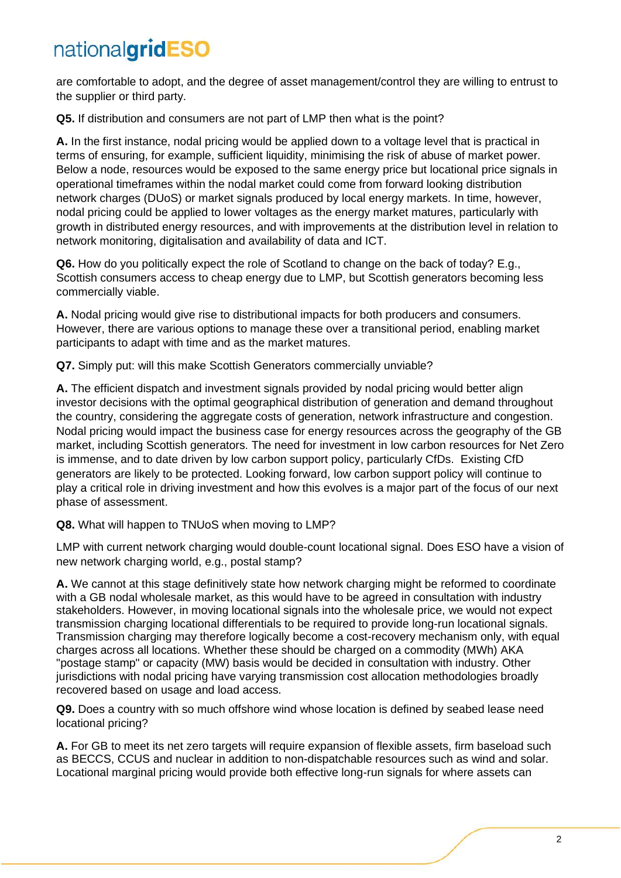are comfortable to adopt, and the degree of asset management/control they are willing to entrust to the supplier or third party.

**Q5.** If distribution and consumers are not part of LMP then what is the point?

**A.** In the first instance, nodal pricing would be applied down to a voltage level that is practical in terms of ensuring, for example, sufficient liquidity, minimising the risk of abuse of market power. Below a node, resources would be exposed to the same energy price but locational price signals in operational timeframes within the nodal market could come from forward looking distribution network charges (DUoS) or market signals produced by local energy markets. In time, however, nodal pricing could be applied to lower voltages as the energy market matures, particularly with growth in distributed energy resources, and with improvements at the distribution level in relation to network monitoring, digitalisation and availability of data and ICT.

**Q6.** How do you politically expect the role of Scotland to change on the back of today? E.g., Scottish consumers access to cheap energy due to LMP, but Scottish generators becoming less commercially viable.

**A.** Nodal pricing would give rise to distributional impacts for both producers and consumers. However, there are various options to manage these over a transitional period, enabling market participants to adapt with time and as the market matures.

**Q7.** Simply put: will this make Scottish Generators commercially unviable?

**A.** The efficient dispatch and investment signals provided by nodal pricing would better align investor decisions with the optimal geographical distribution of generation and demand throughout the country, considering the aggregate costs of generation, network infrastructure and congestion. Nodal pricing would impact the business case for energy resources across the geography of the GB market, including Scottish generators. The need for investment in low carbon resources for Net Zero is immense, and to date driven by low carbon support policy, particularly CfDs. Existing CfD generators are likely to be protected. Looking forward, low carbon support policy will continue to play a critical role in driving investment and how this evolves is a major part of the focus of our next phase of assessment.

**Q8.** What will happen to TNUoS when moving to LMP?

LMP with current network charging would double-count locational signal. Does ESO have a vision of new network charging world, e.g., postal stamp?

**A.** We cannot at this stage definitively state how network charging might be reformed to coordinate with a GB nodal wholesale market, as this would have to be agreed in consultation with industry stakeholders. However, in moving locational signals into the wholesale price, we would not expect transmission charging locational differentials to be required to provide long-run locational signals. Transmission charging may therefore logically become a cost-recovery mechanism only, with equal charges across all locations. Whether these should be charged on a commodity (MWh) AKA "postage stamp" or capacity (MW) basis would be decided in consultation with industry. Other jurisdictions with nodal pricing have varying transmission cost allocation methodologies broadly recovered based on usage and load access.

**Q9.** Does a country with so much offshore wind whose location is defined by seabed lease need locational pricing?

**A.** For GB to meet its net zero targets will require expansion of flexible assets, firm baseload such as BECCS, CCUS and nuclear in addition to non-dispatchable resources such as wind and solar. Locational marginal pricing would provide both effective long-run signals for where assets can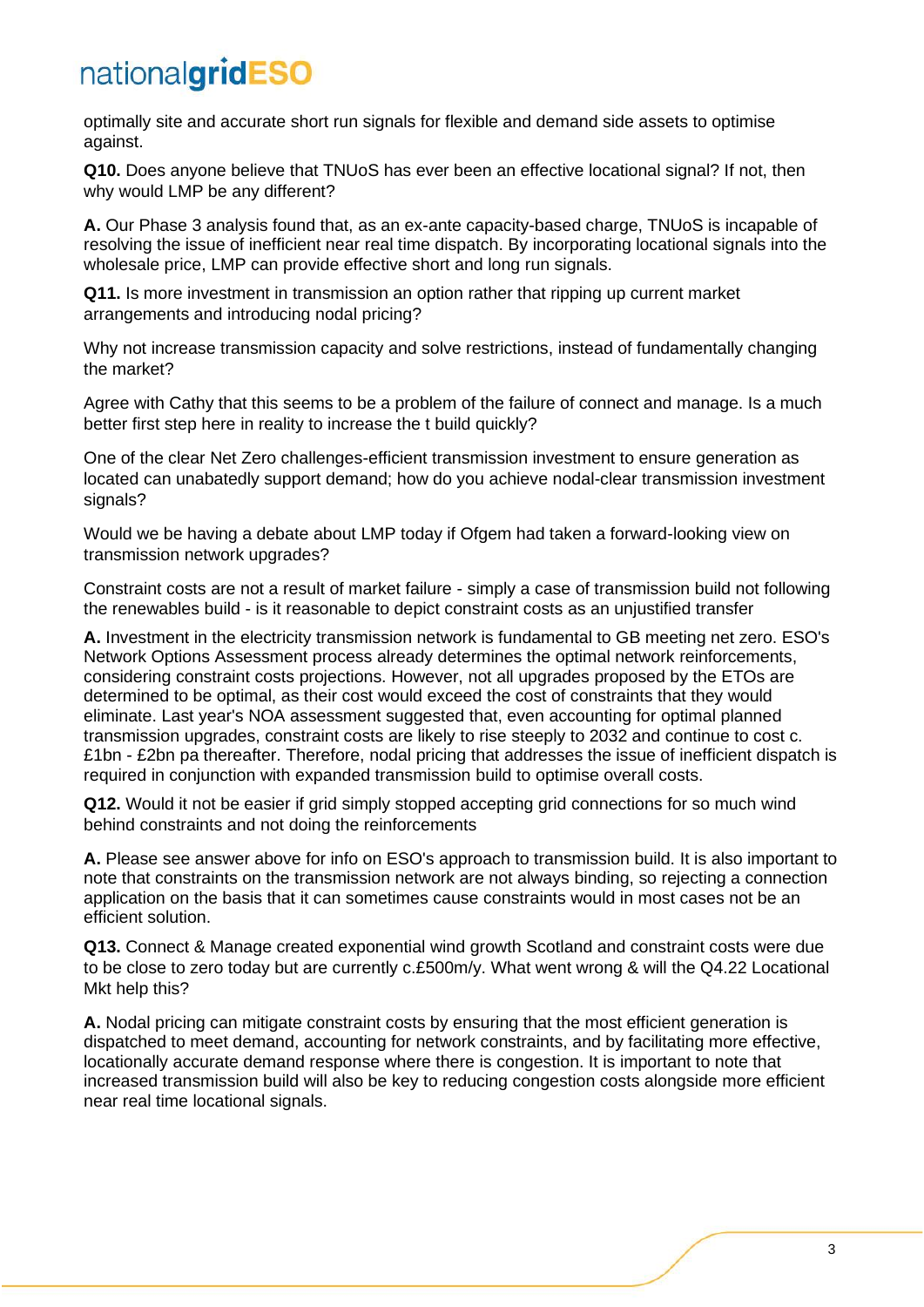optimally site and accurate short run signals for flexible and demand side assets to optimise against.

**Q10.** Does anyone believe that TNUoS has ever been an effective locational signal? If not, then why would LMP be any different?

**A.** Our Phase 3 analysis found that, as an ex-ante capacity-based charge, TNUoS is incapable of resolving the issue of inefficient near real time dispatch. By incorporating locational signals into the wholesale price, LMP can provide effective short and long run signals.

**Q11.** Is more investment in transmission an option rather that ripping up current market arrangements and introducing nodal pricing?

Why not increase transmission capacity and solve restrictions, instead of fundamentally changing the market?

Agree with Cathy that this seems to be a problem of the failure of connect and manage. Is a much better first step here in reality to increase the t build quickly?

One of the clear Net Zero challenges-efficient transmission investment to ensure generation as located can unabatedly support demand; how do you achieve nodal-clear transmission investment signals?

Would we be having a debate about LMP today if Ofgem had taken a forward-looking view on transmission network upgrades?

Constraint costs are not a result of market failure - simply a case of transmission build not following the renewables build - is it reasonable to depict constraint costs as an unjustified transfer

**A.** Investment in the electricity transmission network is fundamental to GB meeting net zero. ESO's Network Options Assessment process already determines the optimal network reinforcements, considering constraint costs projections. However, not all upgrades proposed by the ETOs are determined to be optimal, as their cost would exceed the cost of constraints that they would eliminate. Last year's NOA assessment suggested that, even accounting for optimal planned transmission upgrades, constraint costs are likely to rise steeply to 2032 and continue to cost c. £1bn - £2bn pa thereafter. Therefore, nodal pricing that addresses the issue of inefficient dispatch is required in conjunction with expanded transmission build to optimise overall costs.

**Q12.** Would it not be easier if grid simply stopped accepting grid connections for so much wind behind constraints and not doing the reinforcements

**A.** Please see answer above for info on ESO's approach to transmission build. It is also important to note that constraints on the transmission network are not always binding, so rejecting a connection application on the basis that it can sometimes cause constraints would in most cases not be an efficient solution.

**Q13.** Connect & Manage created exponential wind growth Scotland and constraint costs were due to be close to zero today but are currently c.£500m/y. What went wrong & will the Q4.22 Locational Mkt help this?

**A.** Nodal pricing can mitigate constraint costs by ensuring that the most efficient generation is dispatched to meet demand, accounting for network constraints, and by facilitating more effective, locationally accurate demand response where there is congestion. It is important to note that increased transmission build will also be key to reducing congestion costs alongside more efficient near real time locational signals.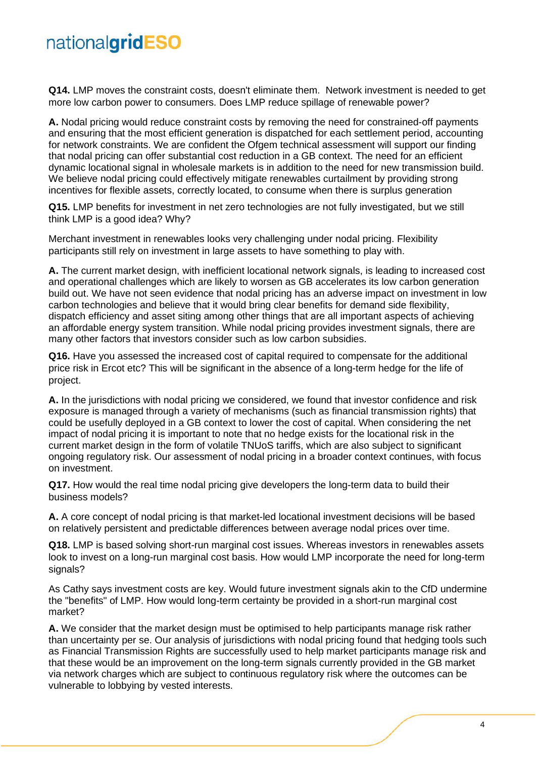**Q14.** LMP moves the constraint costs, doesn't eliminate them. Network investment is needed to get more low carbon power to consumers. Does LMP reduce spillage of renewable power?

**A.** Nodal pricing would reduce constraint costs by removing the need for constrained-off payments and ensuring that the most efficient generation is dispatched for each settlement period, accounting for network constraints. We are confident the Ofgem technical assessment will support our finding that nodal pricing can offer substantial cost reduction in a GB context. The need for an efficient dynamic locational signal in wholesale markets is in addition to the need for new transmission build. We believe nodal pricing could effectively mitigate renewables curtailment by providing strong incentives for flexible assets, correctly located, to consume when there is surplus generation

**Q15.** LMP benefits for investment in net zero technologies are not fully investigated, but we still think LMP is a good idea? Why?

Merchant investment in renewables looks very challenging under nodal pricing. Flexibility participants still rely on investment in large assets to have something to play with.

**A.** The current market design, with inefficient locational network signals, is leading to increased cost and operational challenges which are likely to worsen as GB accelerates its low carbon generation build out. We have not seen evidence that nodal pricing has an adverse impact on investment in low carbon technologies and believe that it would bring clear benefits for demand side flexibility, dispatch efficiency and asset siting among other things that are all important aspects of achieving an affordable energy system transition. While nodal pricing provides investment signals, there are many other factors that investors consider such as low carbon subsidies.

**Q16.** Have you assessed the increased cost of capital required to compensate for the additional price risk in Ercot etc? This will be significant in the absence of a long-term hedge for the life of project.

**A.** In the jurisdictions with nodal pricing we considered, we found that investor confidence and risk exposure is managed through a variety of mechanisms (such as financial transmission rights) that could be usefully deployed in a GB context to lower the cost of capital. When considering the net impact of nodal pricing it is important to note that no hedge exists for the locational risk in the current market design in the form of volatile TNUoS tariffs, which are also subject to significant ongoing regulatory risk. Our assessment of nodal pricing in a broader context continues, with focus on investment.

**Q17.** How would the real time nodal pricing give developers the long-term data to build their business models?

**A.** A core concept of nodal pricing is that market-led locational investment decisions will be based on relatively persistent and predictable differences between average nodal prices over time.

**Q18.** LMP is based solving short-run marginal cost issues. Whereas investors in renewables assets look to invest on a long-run marginal cost basis. How would LMP incorporate the need for long-term signals?

As Cathy says investment costs are key. Would future investment signals akin to the CfD undermine the "benefits" of LMP. How would long-term certainty be provided in a short-run marginal cost market?

**A.** We consider that the market design must be optimised to help participants manage risk rather than uncertainty per se. Our analysis of jurisdictions with nodal pricing found that hedging tools such as Financial Transmission Rights are successfully used to help market participants manage risk and that these would be an improvement on the long-term signals currently provided in the GB market via network charges which are subject to continuous regulatory risk where the outcomes can be vulnerable to lobbying by vested interests.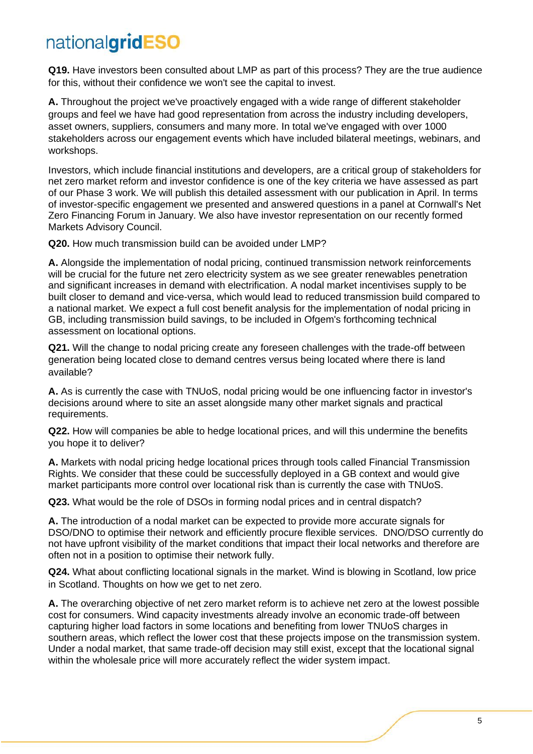**Q19.** Have investors been consulted about LMP as part of this process? They are the true audience for this, without their confidence we won't see the capital to invest.

**A.** Throughout the project we've proactively engaged with a wide range of different stakeholder groups and feel we have had good representation from across the industry including developers, asset owners, suppliers, consumers and many more. In total we've engaged with over 1000 stakeholders across our engagement events which have included bilateral meetings, webinars, and workshops.

Investors, which include financial institutions and developers, are a critical group of stakeholders for net zero market reform and investor confidence is one of the key criteria we have assessed as part of our Phase 3 work. We will publish this detailed assessment with our publication in April. In terms of investor-specific engagement we presented and answered questions in a panel at Cornwall's Net Zero Financing Forum in January. We also have investor representation on our recently formed Markets Advisory Council.

**Q20.** How much transmission build can be avoided under LMP?

**A.** Alongside the implementation of nodal pricing, continued transmission network reinforcements will be crucial for the future net zero electricity system as we see greater renewables penetration and significant increases in demand with electrification. A nodal market incentivises supply to be built closer to demand and vice-versa, which would lead to reduced transmission build compared to a national market. We expect a full cost benefit analysis for the implementation of nodal pricing in GB, including transmission build savings, to be included in Ofgem's forthcoming technical assessment on locational options.

**Q21.** Will the change to nodal pricing create any foreseen challenges with the trade-off between generation being located close to demand centres versus being located where there is land available?

**A.** As is currently the case with TNUoS, nodal pricing would be one influencing factor in investor's decisions around where to site an asset alongside many other market signals and practical requirements.

**Q22.** How will companies be able to hedge locational prices, and will this undermine the benefits you hope it to deliver?

**A.** Markets with nodal pricing hedge locational prices through tools called Financial Transmission Rights. We consider that these could be successfully deployed in a GB context and would give market participants more control over locational risk than is currently the case with TNUoS.

**Q23.** What would be the role of DSOs in forming nodal prices and in central dispatch?

**A.** The introduction of a nodal market can be expected to provide more accurate signals for DSO/DNO to optimise their network and efficiently procure flexible services. DNO/DSO currently do not have upfront visibility of the market conditions that impact their local networks and therefore are often not in a position to optimise their network fully.

**Q24.** What about conflicting locational signals in the market. Wind is blowing in Scotland, low price in Scotland. Thoughts on how we get to net zero.

**A.** The overarching objective of net zero market reform is to achieve net zero at the lowest possible cost for consumers. Wind capacity investments already involve an economic trade-off between capturing higher load factors in some locations and benefiting from lower TNUoS charges in southern areas, which reflect the lower cost that these projects impose on the transmission system. Under a nodal market, that same trade-off decision may still exist, except that the locational signal within the wholesale price will more accurately reflect the wider system impact.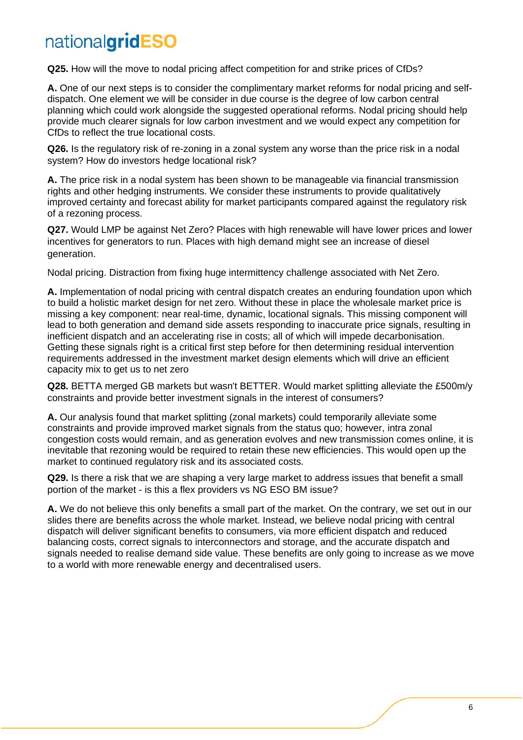**Q25.** How will the move to nodal pricing affect competition for and strike prices of CfDs?

**A.** One of our next steps is to consider the complimentary market reforms for nodal pricing and self-dispatch. One element we will be consider in due course is the degree of low carbon central planning which could work alongside the suggested operational reforms. Nodal pricing should help provide much clearer signals for low carbon investment and we would expect any competition for CfDs to reflect the true locational costs.

**Q26.** Is the regulatory risk of re-zoning in a zonal system any worse than the price risk in a nodal system? How do investors hedge locational risk?

**A.** The price risk in a nodal system has been shown to be manageable via financial transmission rights and other hedging instruments. We consider these instruments to provide qualitatively improved certainty and forecast ability for market participants compared against the regulatory risk of a rezoning process.

**Q27.** Would LMP be against Net Zero? Places with high renewable will have lower prices and lower incentives for generators to run. Places with high demand might see an increase of diesel generation.

Nodal pricing. Distraction from fixing huge intermittency challenge associated with Net Zero.

**A.** Implementation of nodal pricing with central dispatch creates an enduring foundation upon which to build a holistic market design for net zero. Without these in place the wholesale market price is missing a key component: near real-time, dynamic, locational signals. This missing component will lead to both generation and demand side assets responding to inaccurate price signals, resulting in inefficient dispatch and an accelerating rise in costs; all of which will impede decarbonisation. Getting these signals right is a critical first step before for then determining residual intervention requirements addressed in the investment market design elements which will drive an efficient capacity mix to get us to net zero

**Q28.** BETTA merged GB markets but wasn't BETTER. Would market splitting alleviate the £500m/y constraints and provide better investment signals in the interest of consumers?

**A.** Our analysis found that market splitting (zonal markets) could temporarily alleviate some constraints and provide improved market signals from the status quo; however, intra zonal congestion costs would remain, and as generation evolves and new transmission comes online, it is inevitable that rezoning would be required to retain these new efficiencies. This would open up the market to continued regulatory risk and its associated costs.

**Q29.** Is there a risk that we are shaping a very large market to address issues that benefit a small portion of the market - is this a flex providers vs NG ESO BM issue?

**A.** We do not believe this only benefits a small part of the market. On the contrary, we set out in our slides there are benefits across the whole market. Instead, we believe nodal pricing with central dispatch will deliver significant benefits to consumers, via more efficient dispatch and reduced balancing costs, correct signals to interconnectors and storage, and the accurate dispatch and signals needed to realise demand side value. These benefits are only going to increase as we move to a world with more renewable energy and decentralised users.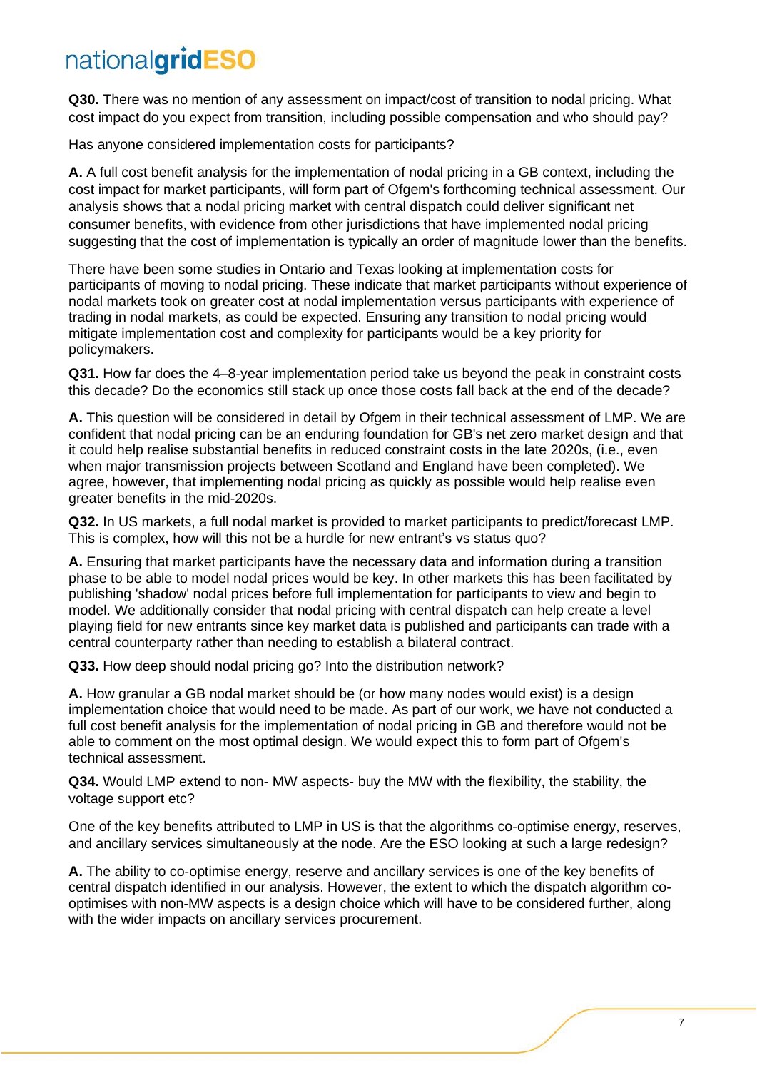**Q30.** There was no mention of any assessment on impact/cost of transition to nodal pricing. What cost impact do you expect from transition, including possible compensation and who should pay?

Has anyone considered implementation costs for participants?

**A.** A full cost benefit analysis for the implementation of nodal pricing in a GB context, including the cost impact for market participants, will form part of Ofgem's forthcoming technical assessment. Our analysis shows that a nodal pricing market with central dispatch could deliver significant net consumer benefits, with evidence from other jurisdictions that have implemented nodal pricing suggesting that the cost of implementation is typically an order of magnitude lower than the benefits.

There have been some studies in Ontario and Texas looking at implementation costs for participants of moving to nodal pricing. These indicate that market participants without experience of nodal markets took on greater cost at nodal implementation versus participants with experience of trading in nodal markets, as could be expected. Ensuring any transition to nodal pricing would mitigate implementation cost and complexity for participants would be a key priority for policymakers.

**Q31.** How far does the 4–8-year implementation period take us beyond the peak in constraint costs this decade? Do the economics still stack up once those costs fall back at the end of the decade?

**A.** This question will be considered in detail by Ofgem in their technical assessment of LMP. We are confident that nodal pricing can be an enduring foundation for GB's net zero market design and that it could help realise substantial benefits in reduced constraint costs in the late 2020s, (i.e., even when major transmission projects between Scotland and England have been completed). We agree, however, that implementing nodal pricing as quickly as possible would help realise even greater benefits in the mid-2020s.

**Q32.** In US markets, a full nodal market is provided to market participants to predict/forecast LMP. This is complex, how will this not be a hurdle for new entrant's vs status quo?

**A.** Ensuring that market participants have the necessary data and information during a transition phase to be able to model nodal prices would be key. In other markets this has been facilitated by publishing 'shadow' nodal prices before full implementation for participants to view and begin to model. We additionally consider that nodal pricing with central dispatch can help create a level playing field for new entrants since key market data is published and participants can trade with a central counterparty rather than needing to establish a bilateral contract.

**Q33.** How deep should nodal pricing go? Into the distribution network?

**A.** How granular a GB nodal market should be (or how many nodes would exist) is a design implementation choice that would need to be made. As part of our work, we have not conducted a full cost benefit analysis for the implementation of nodal pricing in GB and therefore would not be able to comment on the most optimal design. We would expect this to form part of Ofgem's technical assessment.

**Q34.** Would LMP extend to non- MW aspects- buy the MW with the flexibility, the stability, the voltage support etc?

One of the key benefits attributed to LMP in US is that the algorithms co-optimise energy, reserves, and ancillary services simultaneously at the node. Are the ESO looking at such a large redesign?

**A.** The ability to co-optimise energy, reserve and ancillary services is one of the key benefits of central dispatch identified in our analysis. However, the extent to which the dispatch algorithm co-optimises with non-MW aspects is a design choice which will have to be considered further, along with the wider impacts on ancillary services procurement.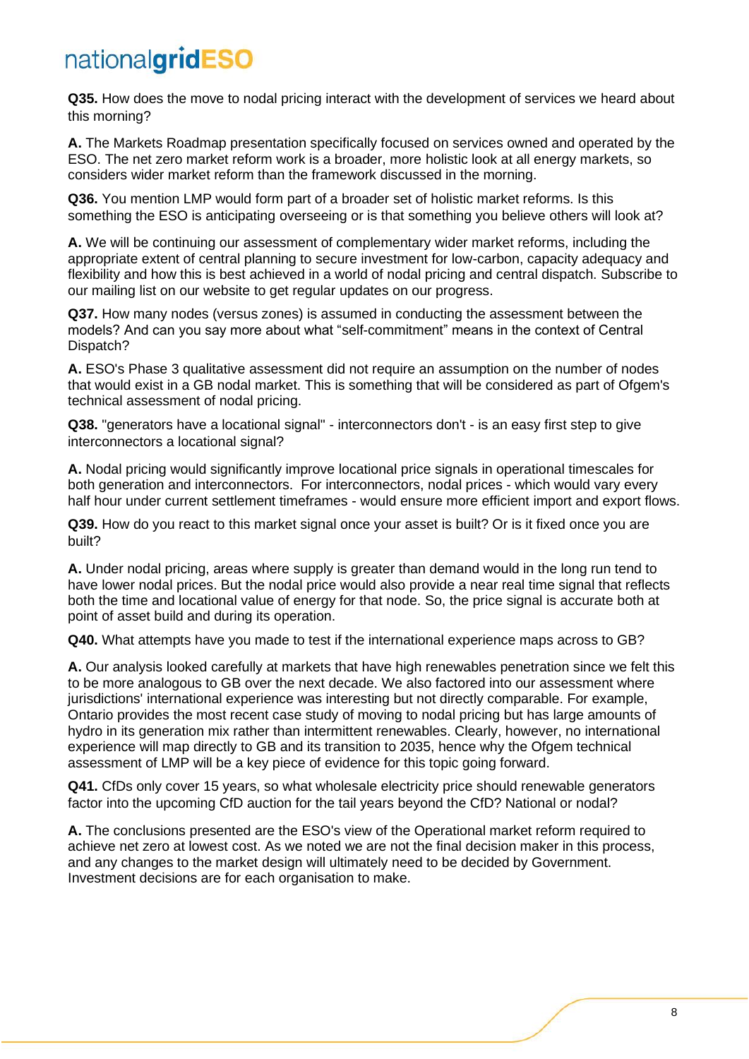**Q35.** How does the move to nodal pricing interact with the development of services we heard about this morning?

**A.** The Markets Roadmap presentation specifically focused on services owned and operated by the ESO. The net zero market reform work is a broader, more holistic look at all energy markets, so considers wider market reform than the framework discussed in the morning.

**Q36.** You mention LMP would form part of a broader set of holistic market reforms. Is this something the ESO is anticipating overseeing or is that something you believe others will look at?

**A.** We will be continuing our assessment of complementary wider market reforms, including the appropriate extent of central planning to secure investment for low-carbon, capacity adequacy and flexibility and how this is best achieved in a world of nodal pricing and central dispatch. Subscribe to our mailing list on our website to get regular updates on our progress.

**Q37.** How many nodes (versus zones) is assumed in conducting the assessment between the models? And can you say more about what "self-commitment" means in the context of Central Dispatch?

**A.** ESO's Phase 3 qualitative assessment did not require an assumption on the number of nodes that would exist in a GB nodal market. This is something that will be considered as part of Ofgem's technical assessment of nodal pricing.

**Q38.** "generators have a locational signal" - interconnectors don't - is an easy first step to give interconnectors a locational signal?

**A.** Nodal pricing would significantly improve locational price signals in operational timescales for both generation and interconnectors. For interconnectors, nodal prices - which would vary every half hour under current settlement timeframes - would ensure more efficient import and export flows.

**Q39.** How do you react to this market signal once your asset is built? Or is it fixed once you are built?

**A.** Under nodal pricing, areas where supply is greater than demand would in the long run tend to have lower nodal prices. But the nodal price would also provide a near real time signal that reflects both the time and locational value of energy for that node. So, the price signal is accurate both at point of asset build and during its operation.

**Q40.** What attempts have you made to test if the international experience maps across to GB?

**A.** Our analysis looked carefully at markets that have high renewables penetration since we felt this to be more analogous to GB over the next decade. We also factored into our assessment where jurisdictions' international experience was interesting but not directly comparable. For example, Ontario provides the most recent case study of moving to nodal pricing but has large amounts of hydro in its generation mix rather than intermittent renewables. Clearly, however, no international experience will map directly to GB and its transition to 2035, hence why the Ofgem technical assessment of LMP will be a key piece of evidence for this topic going forward.

**Q41.** CfDs only cover 15 years, so what wholesale electricity price should renewable generators factor into the upcoming CfD auction for the tail years beyond the CfD? National or nodal?

**A.** The conclusions presented are the ESO's view of the Operational market reform required to achieve net zero at lowest cost. As we noted we are not the final decision maker in this process, and any changes to the market design will ultimately need to be decided by Government. Investment decisions are for each organisation to make.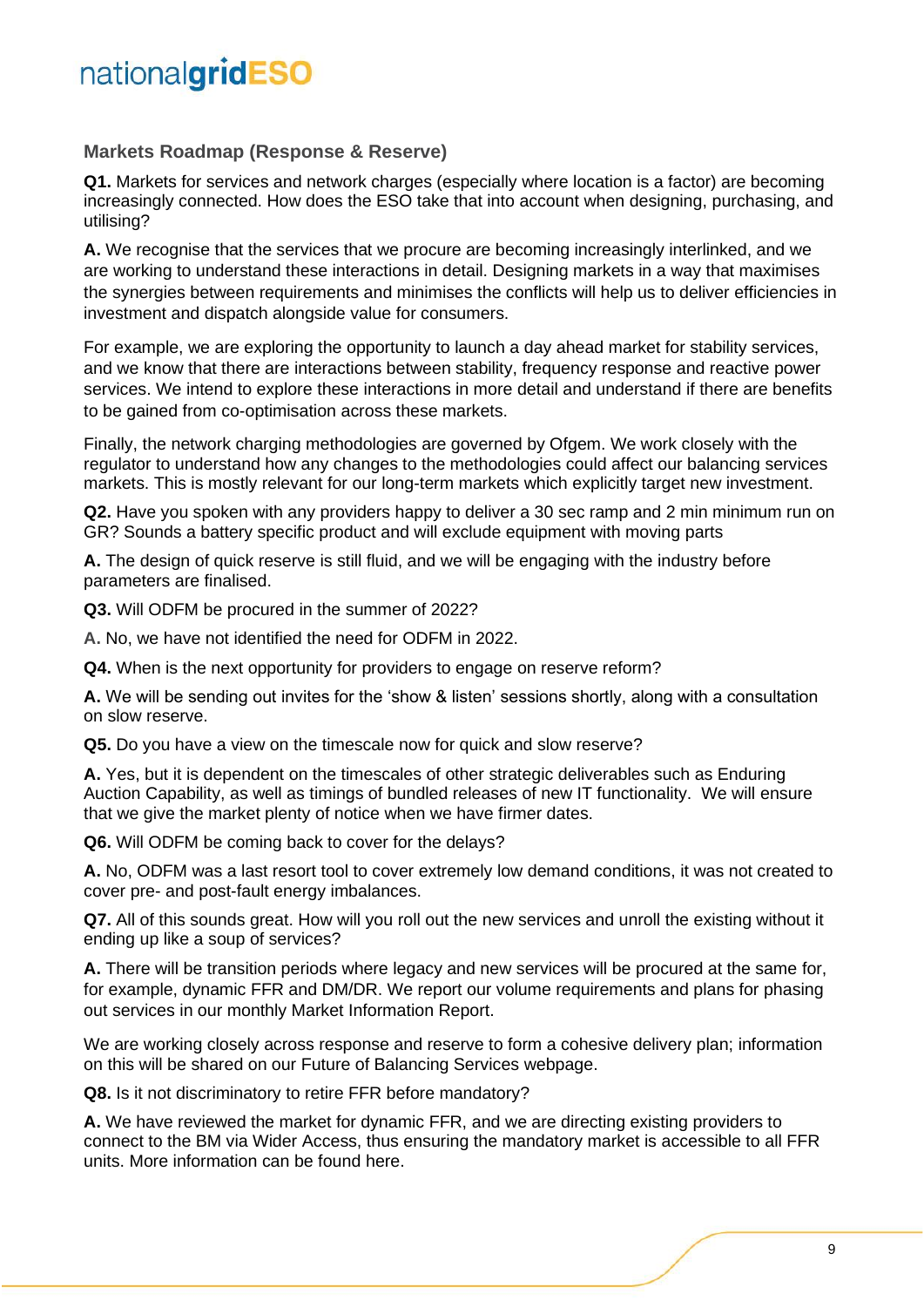### Markets Roadmap (Response & Reserve)

**Q1.** Markets for services and network charges (especially where location is a factor) are becoming increasingly connected. How does the ESO take that into account when designing, purchasing, and utilising?

**A.** We recognise that the services that we procure are becoming increasingly interlinked, and we are working to understand these interactions in detail. Designing markets in a way that maximises the synergies between requirements and minimises the conflicts will help us to deliver efficiencies in investment and dispatch alongside value for consumers.

For example, we are exploring the opportunity to launch a day ahead market for stability services, and we know that there are interactions between stability, frequency response and reactive power services. We intend to explore these interactions in more detail and understand if there are benefits to be gained from co-optimisation across these markets.

Finally, the network charging methodologies are governed by Ofgem. We work closely with the regulator to understand how any changes to the methodologies could affect our balancing services markets. This is mostly relevant for our long-term markets which explicitly target new investment.

**Q2.** Have you spoken with any providers happy to deliver a 30 sec ramp and 2 min minimum run on GR? Sounds a battery specific product and will exclude equipment with moving parts

**A.** The design of quick reserve is still fluid, and we will be engaging with the industry before parameters are finalised.

**Q3.** Will ODFM be procured in the summer of 2022?

**A.** No, we have not identified the need for ODFM in 2022.

**Q4.** When is the next opportunity for providers to engage on reserve reform?

**A.** We will be sending out invites for the 'show & listen' sessions shortly, along with a consultation on slow reserve.

**Q5.** Do you have a view on the timescale now for quick and slow reserve?

**A.** Yes, but it is dependent on the timescales of other strategic deliverables such as Enduring Auction Capability, as well as timings of bundled releases of new IT functionality. We will ensure that we give the market plenty of notice when we have firmer dates.

**Q6.** Will ODFM be coming back to cover for the delays?

**A.** No, ODFM was a last resort tool to cover extremely low demand conditions, it was not created to cover pre- and post-fault energy imbalances.

**Q7.** All of this sounds great. How will you roll out the new services and unroll the existing without it ending up like a soup of services?

**A.** There will be transition periods where legacy and new services will be procured at the same for, for example, dynamic FFR and DM/DR. We report our volume requirements and plans for phasing out services in our monthly Market Information Report.

We are working closely across response and reserve to form a cohesive delivery plan; information on this will be shared on our Future of Balancing Services webpage.

**Q8.** Is it not discriminatory to retire FFR before mandatory?

**A.** We have reviewed the market for dynamic FFR, and we are directing existing providers to connect to the BM via Wider Access, thus ensuring the mandatory market is accessible to all FFR units. More information can be found here.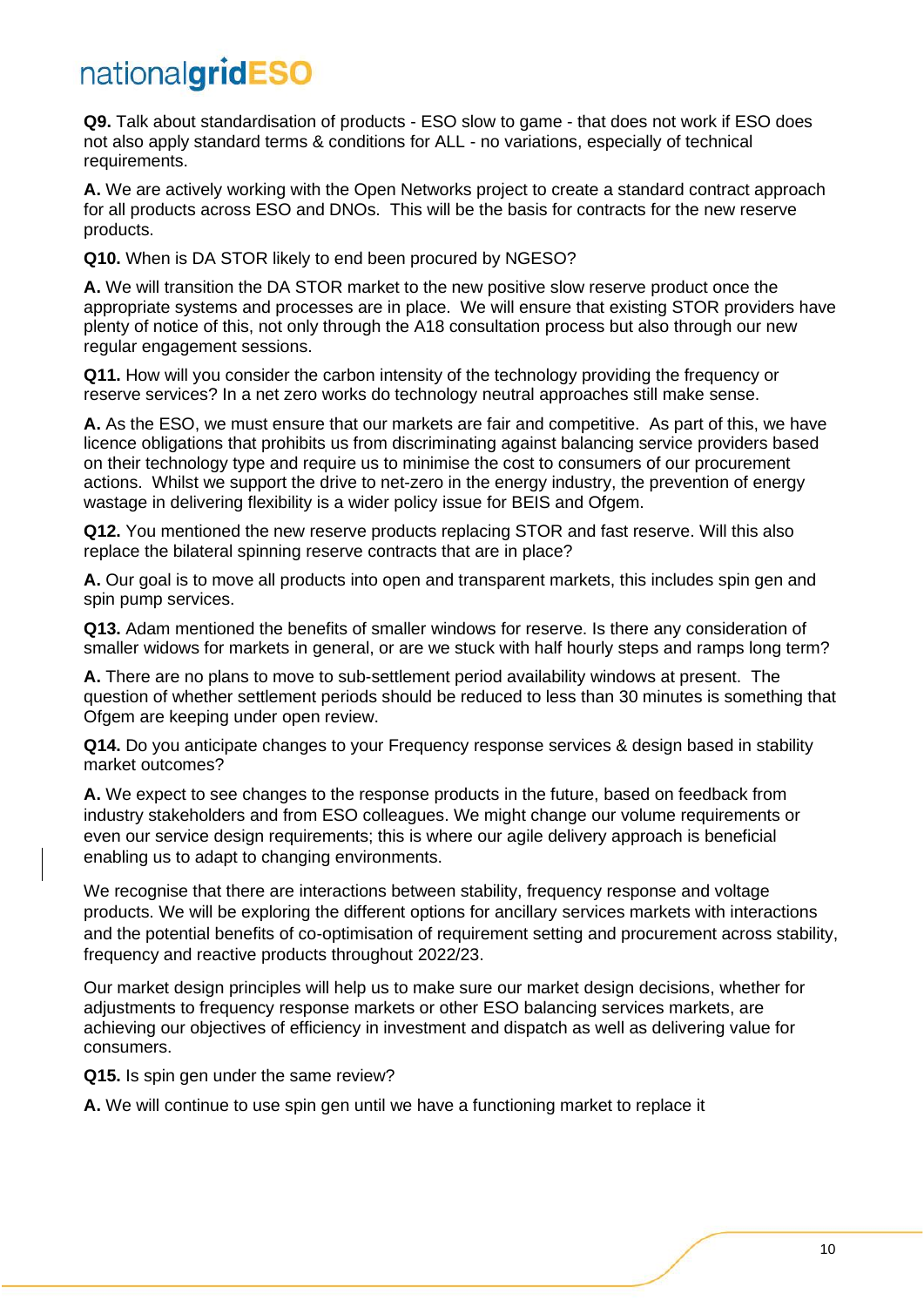**Q9.** Talk about standardisation of products - ESO slow to game - that does not work if ESO does not also apply standard terms & conditions for ALL - no variations, especially of technical requirements.

**A.** We are actively working with the Open Networks project to create a standard contract approach for all products across ESO and DNOs. This will be the basis for contracts for the new reserve products.

**Q10.** When is DA STOR likely to end been procured by NGESO?

**A.** We will transition the DA STOR market to the new positive slow reserve product once the appropriate systems and processes are in place. We will ensure that existing STOR providers have plenty of notice of this, not only through the A18 consultation process but also through our new regular engagement sessions.

**Q11.** How will you consider the carbon intensity of the technology providing the frequency or reserve services? In a net zero works do technology neutral approaches still make sense.

**A.** As the ESO, we must ensure that our markets are fair and competitive. As part of this, we have licence obligations that prohibits us from discriminating against balancing service providers based on their technology type and require us to minimise the cost to consumers of our procurement actions. Whilst we support the drive to net-zero in the energy industry, the prevention of energy wastage in delivering flexibility is a wider policy issue for BEIS and Ofgem.

**Q12.** You mentioned the new reserve products replacing STOR and fast reserve. Will this also replace the bilateral spinning reserve contracts that are in place?

**A.** Our goal is to move all products into open and transparent markets, this includes spin gen and spin pump services.

**Q13.** Adam mentioned the benefits of smaller windows for reserve. Is there any consideration of smaller widows for markets in general, or are we stuck with half hourly steps and ramps long term?

**A.** There are no plans to move to sub-settlement period availability windows at present. The question of whether settlement periods should be reduced to less than 30 minutes is something that Ofgem are keeping under open review.

**Q14.** Do you anticipate changes to your Frequency response services & design based in stability market outcomes?

**A.** We expect to see changes to the response products in the future, based on feedback from industry stakeholders and from ESO colleagues. We might change our volume requirements or even our service design requirements; this is where our agile delivery approach is beneficial enabling us to adapt to changing environments.

We recognise that there are interactions between stability, frequency response and voltage products. We will be exploring the different options for ancillary services markets with interactions and the potential benefits of co-optimisation of requirement setting and procurement across stability, frequency and reactive products throughout 2022/23.

Our market design principles will help us to make sure our market design decisions, whether for adjustments to frequency response markets or other ESO balancing services markets, are achieving our objectives of efficiency in investment and dispatch as well as delivering value for consumers.

**Q15.** Is spin gen under the same review?

**A.** We will continue to use spin gen until we have a functioning market to replace it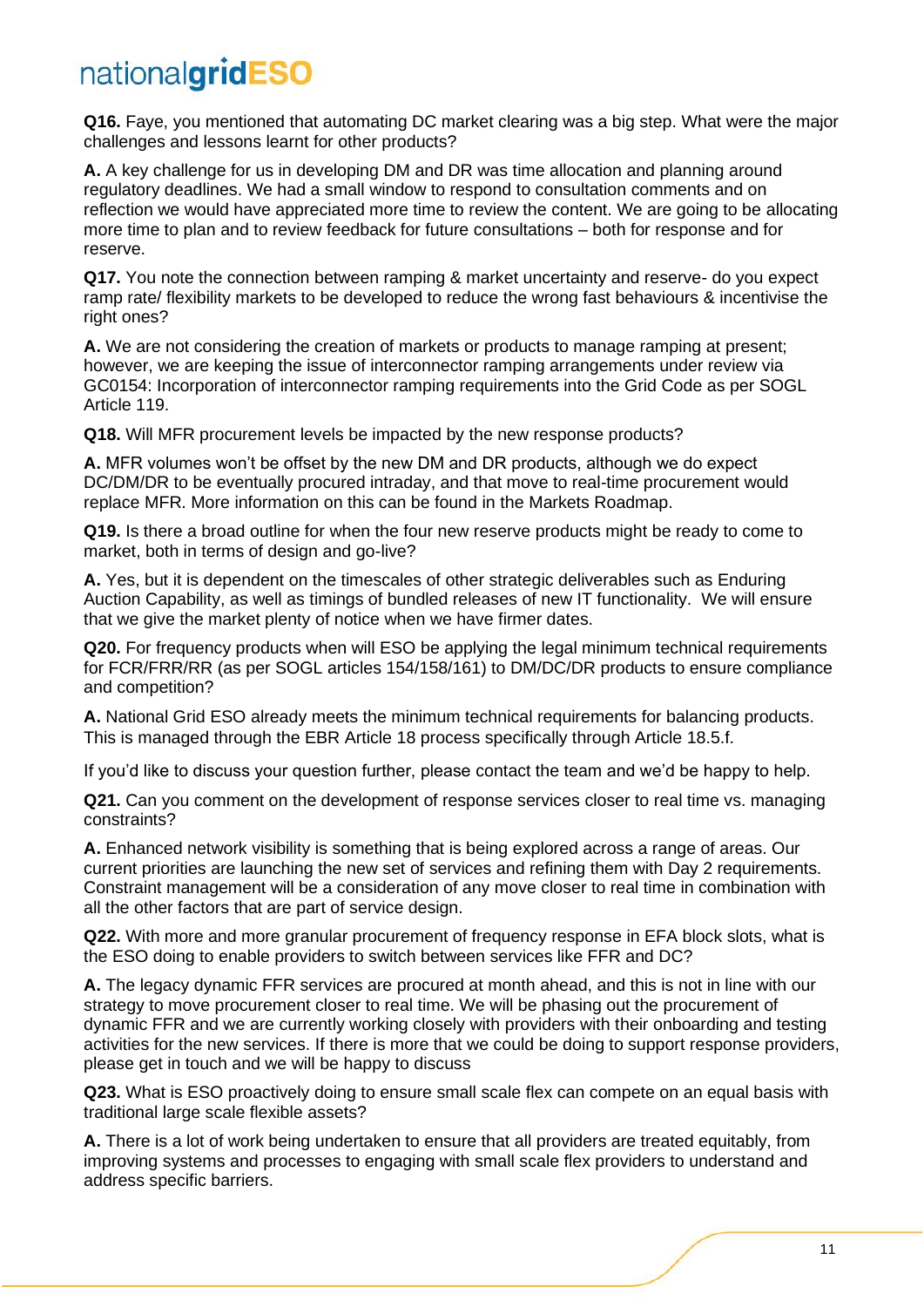**Q16.** Faye, you mentioned that automating DC market clearing was a big step. What were the major challenges and lessons learnt for other products?

**A.** A key challenge for us in developing DM and DR was time allocation and planning around regulatory deadlines. We had a small window to respond to consultation comments and on reflection we would have appreciated more time to review the content. We are going to be allocating more time to plan and to review feedback for future consultations – both for response and for reserve.

**Q17.** You note the connection between ramping & market uncertainty and reserve- do you expect ramp rate/ flexibility markets to be developed to reduce the wrong fast behaviours & incentivise the right ones?

**A.** We are not considering the creation of markets or products to manage ramping at present; however, we are keeping the issue of interconnector ramping arrangements under review via GC0154: Incorporation of interconnector ramping requirements into the Grid Code as per SOGL Article 119.

**Q18.** Will MFR procurement levels be impacted by the new response products?

**A.** MFR volumes won't be offset by the new DM and DR products, although we do expect DC/DM/DR to be eventually procured intraday, and that move to real-time procurement would replace MFR. More information on this can be found in the Markets Roadmap.

**Q19.** Is there a broad outline for when the four new reserve products might be ready to come to market, both in terms of design and go-live?

**A.** Yes, but it is dependent on the timescales of other strategic deliverables such as Enduring Auction Capability, as well as timings of bundled releases of new IT functionality. We will ensure that we give the market plenty of notice when we have firmer dates.

**Q20.** For frequency products when will ESO be applying the legal minimum technical requirements for FCR/FRR/RR (as per SOGL articles 154/158/161) to DM/DC/DR products to ensure compliance and competition?

**A.** National Grid ESO already meets the minimum technical requirements for balancing products. This is managed through the EBR Article 18 process specifically through Article 18.5.f.

If you'd like to discuss your question further, please contact the team and we'd be happy to help.

**Q21.** Can you comment on the development of response services closer to real time vs. managing constraints?

**A.** Enhanced network visibility is something that is being explored across a range of areas. Our current priorities are launching the new set of services and refining them with Day 2 requirements. Constraint management will be a consideration of any move closer to real time in combination with all the other factors that are part of service design.

**Q22.** With more and more granular procurement of frequency response in EFA block slots, what is the ESO doing to enable providers to switch between services like FFR and DC?

**A.** The legacy dynamic FFR services are procured at month ahead, and this is not in line with our strategy to move procurement closer to real time. We will be phasing out the procurement of dynamic FFR and we are currently working closely with providers with their onboarding and testing activities for the new services. If there is more that we could be doing to support response providers, please get in touch and we will be happy to discuss

**Q23.** What is ESO proactively doing to ensure small scale flex can compete on an equal basis with traditional large scale flexible assets?

**A.** There is a lot of work being undertaken to ensure that all providers are treated equitably, from improving systems and processes to engaging with small scale flex providers to understand and address specific barriers.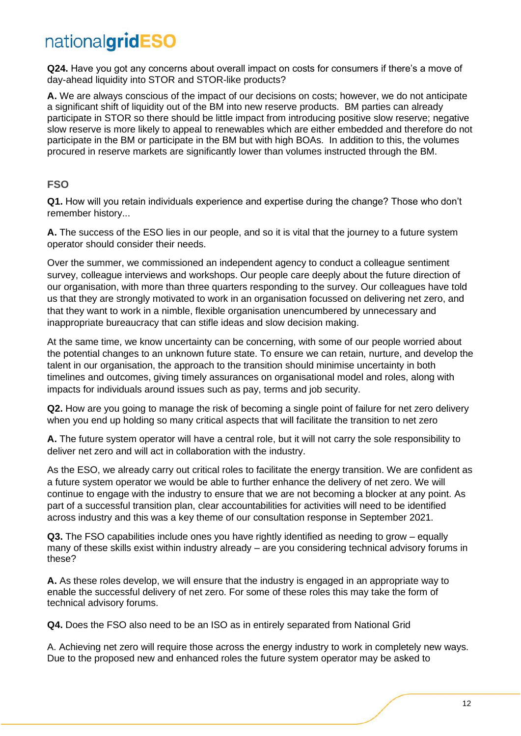**Q24.** Have you got any concerns about overall impact on costs for consumers if there's a move of day-ahead liquidity into STOR and STOR-like products?

**A.** We are always conscious of the impact of our decisions on costs; however, we do not anticipate a significant shift of liquidity out of the BM into new reserve products. BM parties can already participate in STOR so there should be little impact from introducing positive slow reserve; negative slow reserve is more likely to appeal to renewables which are either embedded and therefore do not participate in the BM or participate in the BM but with high BOAs. In addition to this, the volumes procured in reserve markets are significantly lower than volumes instructed through the BM.

### FSO

**Q1.** How will you retain individuals experience and expertise during the change? Those who don't remember history...

**A.** The success of the ESO lies in our people, and so it is vital that the journey to a future system operator should consider their needs.

Over the summer, we commissioned an independent agency to conduct a colleague sentiment survey, colleague interviews and workshops. Our people care deeply about the future direction of our organisation, with more than three quarters responding to the survey. Our colleagues have told us that they are strongly motivated to work in an organisation focussed on delivering net zero, and that they want to work in a nimble, flexible organisation unencumbered by unnecessary and inappropriate bureaucracy that can stifle ideas and slow decision making.

At the same time, we know uncertainty can be concerning, with some of our people worried about the potential changes to an unknown future state. To ensure we can retain, nurture, and develop the talent in our organisation, the approach to the transition should minimise uncertainty in both timelines and outcomes, giving timely assurances on organisational model and roles, along with impacts for individuals around issues such as pay, terms and job security.

**Q2.** How are you going to manage the risk of becoming a single point of failure for net zero delivery when you end up holding so many critical aspects that will facilitate the transition to net zero

**A.** The future system operator will have a central role, but it will not carry the sole responsibility to deliver net zero and will act in collaboration with the industry.

As the ESO, we already carry out critical roles to facilitate the energy transition. We are confident as a future system operator we would be able to further enhance the delivery of net zero. We will continue to engage with the industry to ensure that we are not becoming a blocker at any point. As part of a successful transition plan, clear accountabilities for activities will need to be identified across industry and this was a key theme of our consultation response in September 2021.

**Q3.** The FSO capabilities include ones you have rightly identified as needing to grow – equally many of these skills exist within industry already – are you considering technical advisory forums in these?

**A.** As these roles develop, we will ensure that the industry is engaged in an appropriate way to enable the successful delivery of net zero. For some of these roles this may take the form of technical advisory forums.

**Q4.** Does the FSO also need to be an ISO as in entirely separated from National Grid

A. Achieving net zero will require those across the energy industry to work in completely new ways. Due to the proposed new and enhanced roles the future system operator may be asked to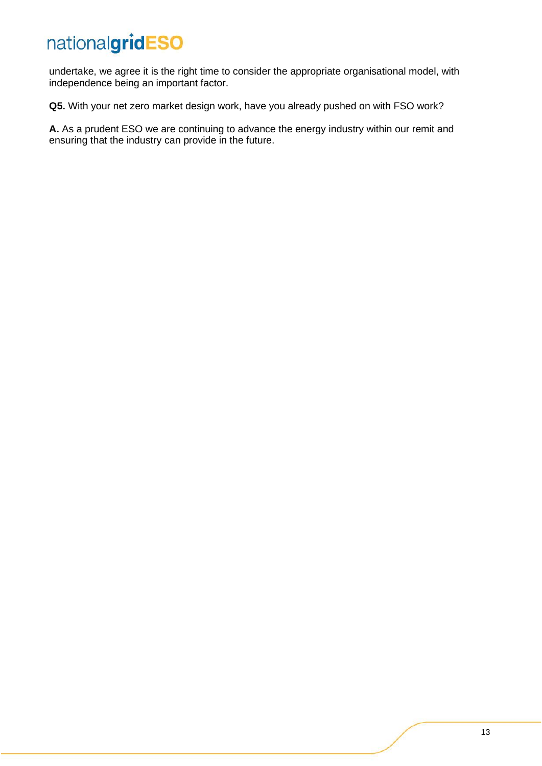undertake, we agree it is the right time to consider the appropriate organisational model, with independence being an important factor.

**Q5.** With your net zero market design work, have you already pushed on with FSO work?

**A.** As a prudent ESO we are continuing to advance the energy industry within our remit and ensuring that the industry can provide in the future.